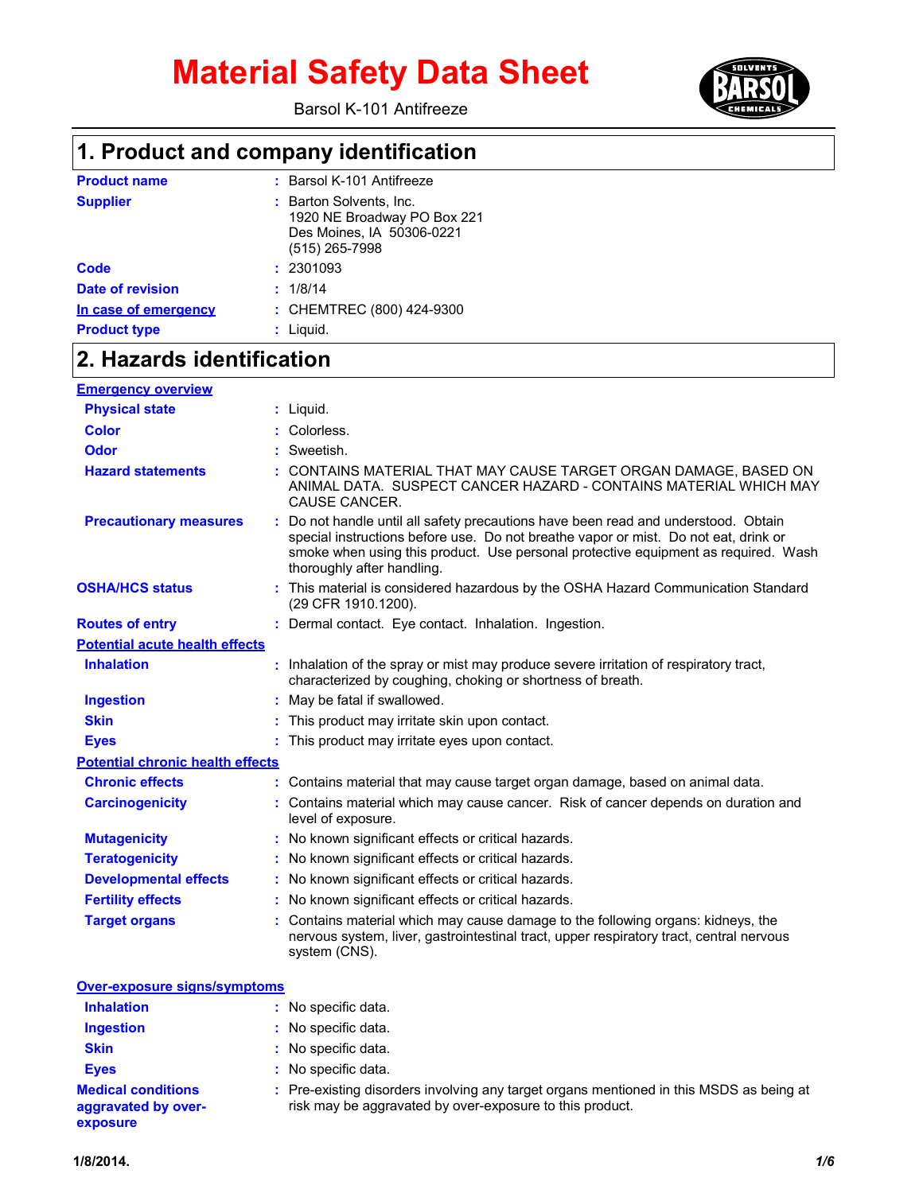# Material Safety Data Sheet

Barsol K-101 Antifreeze

## 1. Product and company identification

| | |
|---|---|
| **Product name** | : Barsol K-101 Antifreeze |
| **Supplier** | : Barton Solvents, Inc.<br>1920 NE Broadway PO Box 221<br>Des Moines, IA 50306-0221<br>(515) 265-7998 |
| **Code** | : 2301093 |
| **Date of revision** | : 1/8/14 |
| **In case of emergency** | : CHEMTREC (800) 424-9300 |
| **Product type** | : Liquid. |

## 2. Hazards identification

**Emergency overview**

| | |
|---|---|
| **Physical state** | : Liquid. |
| **Color** | : Colorless. |
| **Odor** | : Sweetish. |
| **Hazard statements** | : CONTAINS MATERIAL THAT MAY CAUSE TARGET ORGAN DAMAGE, BASED ON ANIMAL DATA. SUSPECT CANCER HAZARD - CONTAINS MATERIAL WHICH MAY CAUSE CANCER. |
| **Precautionary measures** | : Do not handle until all safety precautions have been read and understood. Obtain special instructions before use. Do not breathe vapor or mist. Do not eat, drink or smoke when using this product. Use personal protective equipment as required. Wash thoroughly after handling. |

| | |
|---|---|
| **OSHA/HCS status** | : This material is considered hazardous by the OSHA Hazard Communication Standard (29 CFR 1910.1200). |
| **Routes of entry** | : Dermal contact. Eye contact. Inhalation. Ingestion. |

**Potential acute health effects**

| | |
|---|---|
| **Inhalation** | : Inhalation of the spray or mist may produce severe irritation of respiratory tract, characterized by coughing, choking or shortness of breath. |
| **Ingestion** | : May be fatal if swallowed. |
| **Skin** | : This product may irritate skin upon contact. |
| **Eyes** | : This product may irritate eyes upon contact. |

**Potential chronic health effects**

| | |
|---|---|
| **Chronic effects** | : Contains material that may cause target organ damage, based on animal data. |
| **Carcinogenicity** | : Contains material which may cause cancer. Risk of cancer depends on duration and level of exposure. |
| **Mutagenicity** | : No known significant effects or critical hazards. |
| **Teratogenicity** | : No known significant effects or critical hazards. |
| **Developmental effects** | : No known significant effects or critical hazards. |
| **Fertility effects** | : No known significant effects or critical hazards. |
| **Target organs** | : Contains material which may cause damage to the following organs: kidneys, the nervous system, liver, gastrointestinal tract, upper respiratory tract, central nervous system (CNS). |

**Over-exposure signs/symptoms**

| | |
|---|---|
| **Inhalation** | : No specific data. |
| **Ingestion** | : No specific data. |
| **Skin** | : No specific data. |
| **Eyes** | : No specific data. |

| | |
|---|---|
| **Medical conditions aggravated by over-exposure** | : Pre-existing disorders involving any target organs mentioned in this MSDS as being at risk may be aggravated by over-exposure to this product. |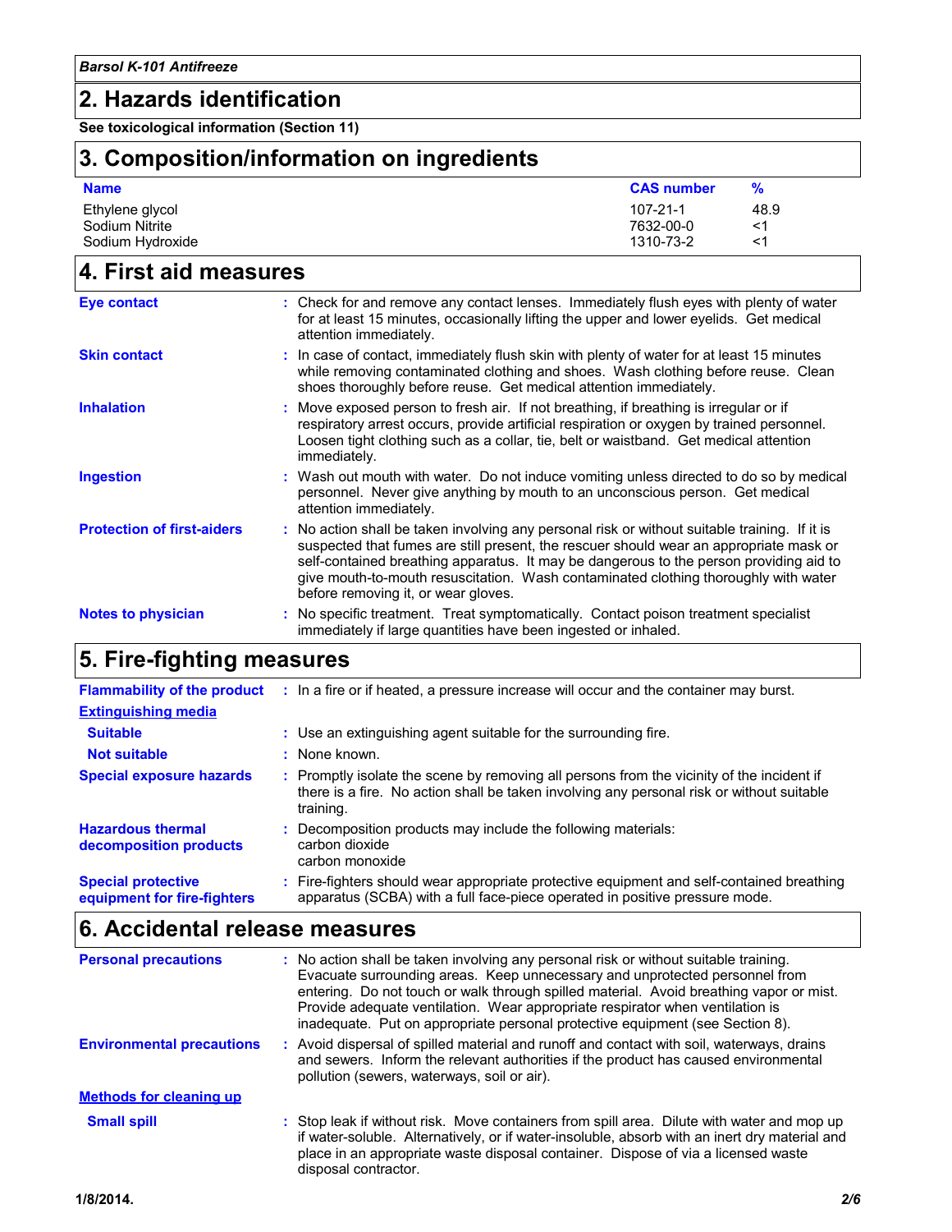## 2. Hazards identification

**See toxicological information (Section 11)**

## 3. Composition/information on ingredients

| Name | CAS number | % |
|---|---|---|
| Ethylene glycol | 107-21-1 | 48.9 |
| Sodium Nitrite | 7632-00-0 | <1 |
| Sodium Hydroxide | 1310-73-2 | <1 |

## 4. First aid measures

**Eye contact** : Check for and remove any contact lenses. Immediately flush eyes with plenty of water for at least 15 minutes, occasionally lifting the upper and lower eyelids. Get medical attention immediately.

**Skin contact** : In case of contact, immediately flush skin with plenty of water for at least 15 minutes while removing contaminated clothing and shoes. Wash clothing before reuse. Clean shoes thoroughly before reuse. Get medical attention immediately.

**Inhalation** : Move exposed person to fresh air. If not breathing, if breathing is irregular or if respiratory arrest occurs, provide artificial respiration or oxygen by trained personnel. Loosen tight clothing such as a collar, tie, belt or waistband. Get medical attention immediately.

**Ingestion** : Wash out mouth with water. Do not induce vomiting unless directed to do so by medical personnel. Never give anything by mouth to an unconscious person. Get medical attention immediately.

**Protection of first-aiders** : No action shall be taken involving any personal risk or without suitable training. If it is suspected that fumes are still present, the rescuer should wear an appropriate mask or self-contained breathing apparatus. It may be dangerous to the person providing aid to give mouth-to-mouth resuscitation. Wash contaminated clothing thoroughly with water before removing it, or wear gloves.

**Notes to physician** : No specific treatment. Treat symptomatically. Contact poison treatment specialist immediately if large quantities have been ingested or inhaled.

## 5. Fire-fighting measures

**Flammability of the product** : In a fire or if heated, a pressure increase will occur and the container may burst.

**Extinguishing media**

**Suitable** : Use an extinguishing agent suitable for the surrounding fire.

**Not suitable** : None known.

**Special exposure hazards** : Promptly isolate the scene by removing all persons from the vicinity of the incident if there is a fire. No action shall be taken involving any personal risk or without suitable training.

**Hazardous thermal decomposition products** : Decomposition products may include the following materials:
carbon dioxide
carbon monoxide

**Special protective equipment for fire-fighters** : Fire-fighters should wear appropriate protective equipment and self-contained breathing apparatus (SCBA) with a full face-piece operated in positive pressure mode.

## 6. Accidental release measures

**Personal precautions** : No action shall be taken involving any personal risk or without suitable training. Evacuate surrounding areas. Keep unnecessary and unprotected personnel from entering. Do not touch or walk through spilled material. Avoid breathing vapor or mist. Provide adequate ventilation. Wear appropriate respirator when ventilation is inadequate. Put on appropriate personal protective equipment (see Section 8).

**Environmental precautions** : Avoid dispersal of spilled material and runoff and contact with soil, waterways, drains and sewers. Inform the relevant authorities if the product has caused environmental pollution (sewers, waterways, soil or air).

**Methods for cleaning up**

**Small spill** : Stop leak if without risk. Move containers from spill area. Dilute with water and mop up if water-soluble. Alternatively, or if water-insoluble, absorb with an inert dry material and place in an appropriate waste disposal container. Dispose of via a licensed waste disposal contractor.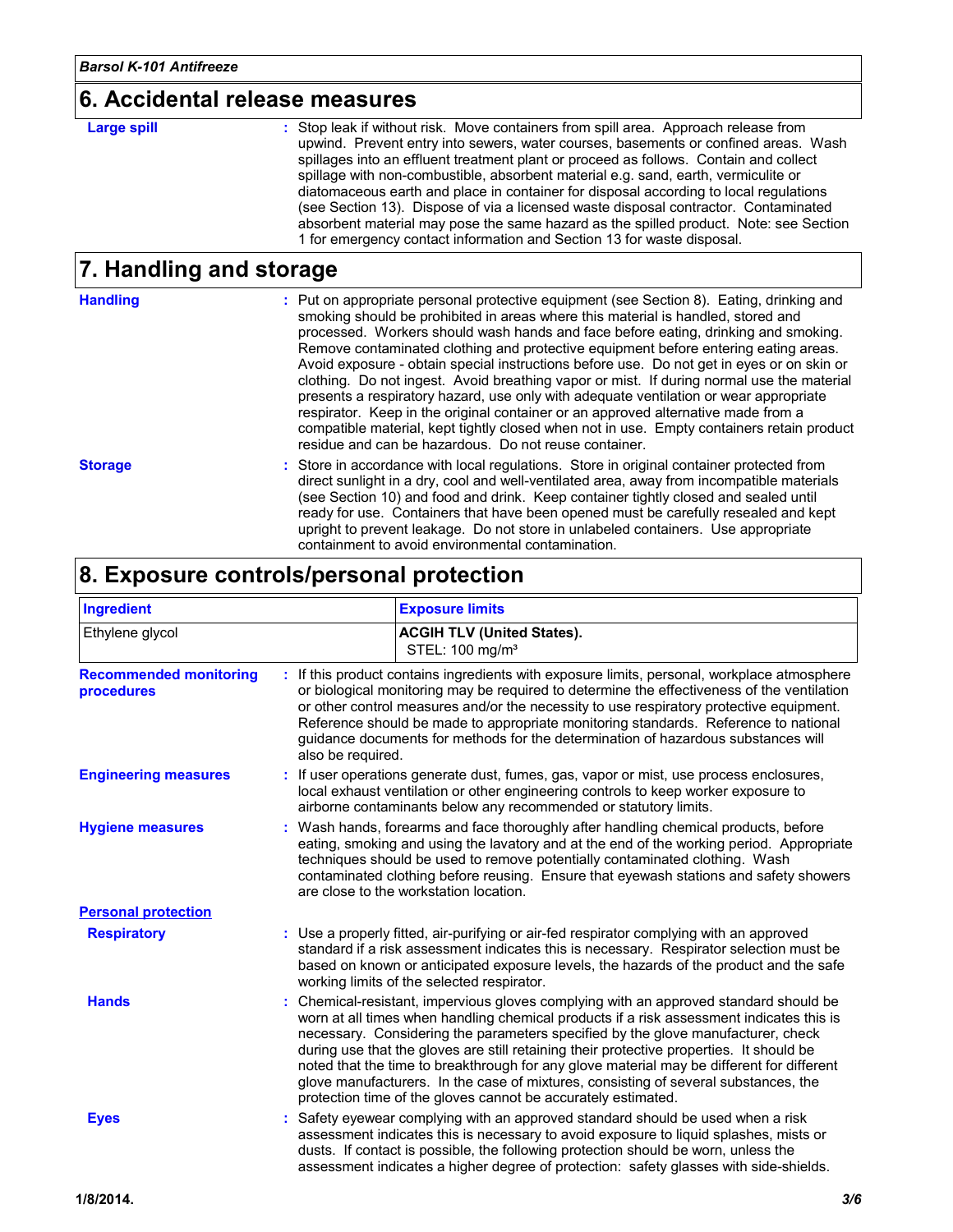## 6. Accidental release measures

**Large spill** : Stop leak if without risk. Move containers from spill area. Approach release from upwind. Prevent entry into sewers, water courses, basements or confined areas. Wash spillages into an effluent treatment plant or proceed as follows. Contain and collect spillage with non-combustible, absorbent material e.g. sand, earth, vermiculite or diatomaceous earth and place in container for disposal according to local regulations (see Section 13). Dispose of via a licensed waste disposal contractor. Contaminated absorbent material may pose the same hazard as the spilled product. Note: see Section 1 for emergency contact information and Section 13 for waste disposal.

## 7. Handling and storage

**Handling** : Put on appropriate personal protective equipment (see Section 8). Eating, drinking and smoking should be prohibited in areas where this material is handled, stored and processed. Workers should wash hands and face before eating, drinking and smoking. Remove contaminated clothing and protective equipment before entering eating areas. Avoid exposure - obtain special instructions before use. Do not get in eyes or on skin or clothing. Do not ingest. Avoid breathing vapor or mist. If during normal use the material presents a respiratory hazard, use only with adequate ventilation or wear appropriate respirator. Keep in the original container or an approved alternative made from a compatible material, kept tightly closed when not in use. Empty containers retain product residue and can be hazardous. Do not reuse container.

**Storage** : Store in accordance with local regulations. Store in original container protected from direct sunlight in a dry, cool and well-ventilated area, away from incompatible materials (see Section 10) and food and drink. Keep container tightly closed and sealed until ready for use. Containers that have been opened must be carefully resealed and kept upright to prevent leakage. Do not store in unlabeled containers. Use appropriate containment to avoid environmental contamination.

## 8. Exposure controls/personal protection

| Ingredient | Exposure limits |
| --- | --- |
| Ethylene glycol | **ACGIH TLV (United States).** STEL: 100 mg/m³ |

**Recommended monitoring procedures** : If this product contains ingredients with exposure limits, personal, workplace atmosphere or biological monitoring may be required to determine the effectiveness of the ventilation or other control measures and/or the necessity to use respiratory protective equipment. Reference should be made to appropriate monitoring standards. Reference to national guidance documents for methods for the determination of hazardous substances will also be required.

**Engineering measures** : If user operations generate dust, fumes, gas, vapor or mist, use process enclosures, local exhaust ventilation or other engineering controls to keep worker exposure to airborne contaminants below any recommended or statutory limits.

**Hygiene measures** : Wash hands, forearms and face thoroughly after handling chemical products, before eating, smoking and using the lavatory and at the end of the working period. Appropriate techniques should be used to remove potentially contaminated clothing. Wash contaminated clothing before reusing. Ensure that eyewash stations and safety showers are close to the workstation location.

**Personal protection**

**Respiratory** : Use a properly fitted, air-purifying or air-fed respirator complying with an approved standard if a risk assessment indicates this is necessary. Respirator selection must be based on known or anticipated exposure levels, the hazards of the product and the safe working limits of the selected respirator.

**Hands** : Chemical-resistant, impervious gloves complying with an approved standard should be worn at all times when handling chemical products if a risk assessment indicates this is necessary. Considering the parameters specified by the glove manufacturer, check during use that the gloves are still retaining their protective properties. It should be noted that the time to breakthrough for any glove material may be different for different glove manufacturers. In the case of mixtures, consisting of several substances, the protection time of the gloves cannot be accurately estimated.

**Eyes** : Safety eyewear complying with an approved standard should be used when a risk assessment indicates this is necessary to avoid exposure to liquid splashes, mists or dusts. If contact is possible, the following protection should be worn, unless the assessment indicates a higher degree of protection: safety glasses with side-shields.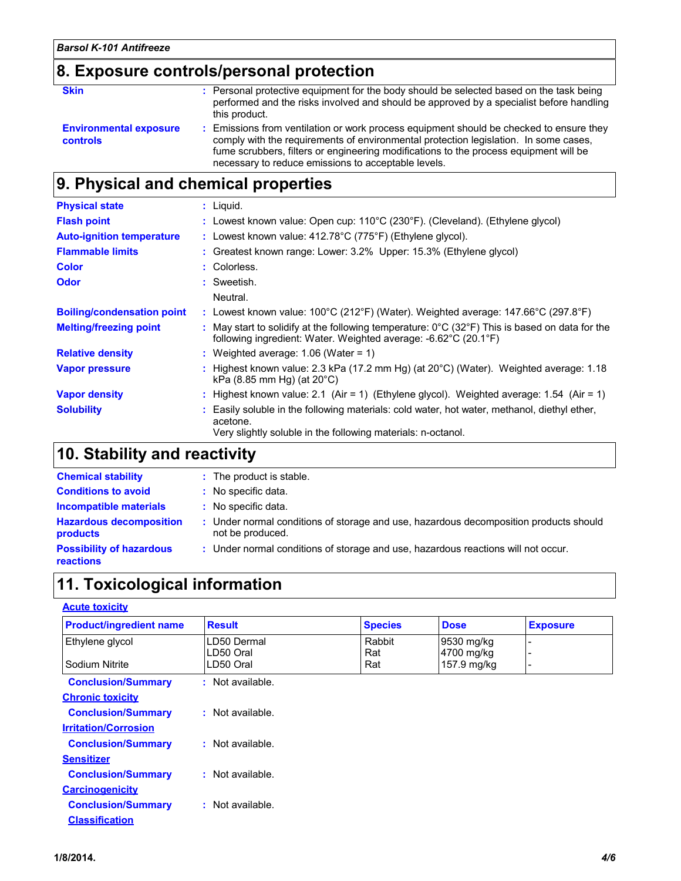## 8. Exposure controls/personal protection

**Skin** : Personal protective equipment for the body should be selected based on the task being performed and the risks involved and should be approved by a specialist before handling this product.

**Environmental exposure controls** : Emissions from ventilation or work process equipment should be checked to ensure they comply with the requirements of environmental protection legislation. In some cases, fume scrubbers, filters or engineering modifications to the process equipment will be necessary to reduce emissions to acceptable levels.

## 9. Physical and chemical properties

**Physical state** : Liquid.

**Flash point** : Lowest known value: Open cup: 110°C (230°F). (Cleveland). (Ethylene glycol)

**Auto-ignition temperature** : Lowest known value: 412.78°C (775°F) (Ethylene glycol).

**Flammable limits** : Greatest known range: Lower: 3.2% Upper: 15.3% (Ethylene glycol)

**Color** : Colorless.

**Odor** : Sweetish.

Neutral.

**Boiling/condensation point** : Lowest known value: 100°C (212°F) (Water). Weighted average: 147.66°C (297.8°F)

**Melting/freezing point** : May start to solidify at the following temperature: 0°C (32°F) This is based on data for the following ingredient: Water. Weighted average: -6.62°C (20.1°F)

**Relative density** : Weighted average: 1.06 (Water = 1)

**Vapor pressure** : Highest known value: 2.3 kPa (17.2 mm Hg) (at 20°C) (Water). Weighted average: 1.18 kPa (8.85 mm Hg) (at 20°C)

**Vapor density** : Highest known value: 2.1 (Air = 1) (Ethylene glycol). Weighted average: 1.54 (Air = 1)

**Solubility** : Easily soluble in the following materials: cold water, hot water, methanol, diethyl ether, acetone.
Very slightly soluble in the following materials: n-octanol.

## 10. Stability and reactivity

**Chemical stability** : The product is stable.

**Conditions to avoid** : No specific data.

**Incompatible materials** : No specific data.

**Hazardous decomposition products** : Under normal conditions of storage and use, hazardous decomposition products should not be produced.

**Possibility of hazardous reactions** : Under normal conditions of storage and use, hazardous reactions will not occur.

## 11. Toxicological information

**Acute toxicity**

| Product/ingredient name | Result | Species | Dose | Exposure |
|---|---|---|---|---|
| Ethylene glycol | LD50 Dermal | Rabbit | 9530 mg/kg | - |
| | LD50 Oral | Rat | 4700 mg/kg | - |
| Sodium Nitrite | LD50 Oral | Rat | 157.9 mg/kg | - |

**Conclusion/Summary** : Not available.

**Chronic toxicity**

**Conclusion/Summary** : Not available.

**Irritation/Corrosion**

**Conclusion/Summary** : Not available.

**Sensitizer**

**Conclusion/Summary** : Not available.

**Carcinogenicity**

**Conclusion/Summary** : Not available.

**Classification**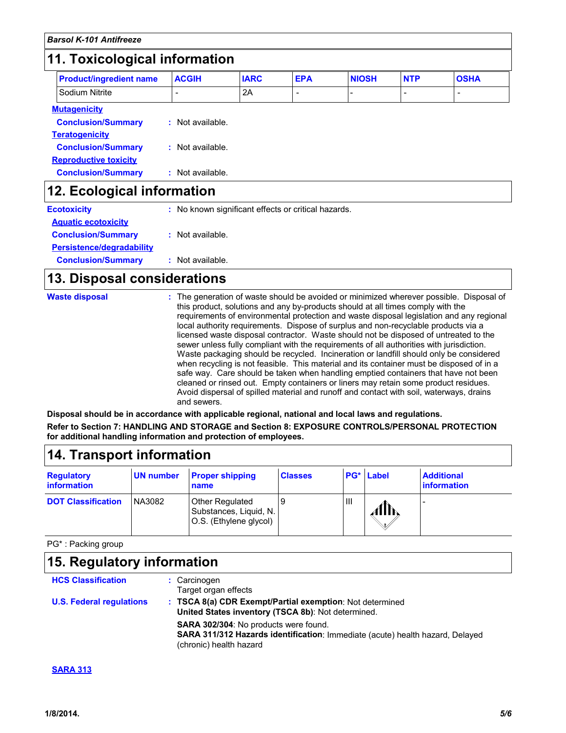## 11. Toxicological information

| Product/ingredient name | ACGIH | IARC | EPA | NIOSH | NTP | OSHA |
|---|---|---|---|---|---|---|
| Sodium Nitrite | - | 2A | - | - | - | - |

**Mutagenicity**

**Conclusion/Summary** : Not available.

**Teratogenicity**

**Conclusion/Summary** : Not available.

**Reproductive toxicity**

**Conclusion/Summary** : Not available.

## 12. Ecological information

**Ecotoxicity** : No known significant effects or critical hazards.

**Aquatic ecotoxicity**

**Conclusion/Summary** : Not available.

**Persistence/degradability**

**Conclusion/Summary** : Not available.

## 13. Disposal considerations

**Waste disposal** : The generation of waste should be avoided or minimized wherever possible. Disposal of this product, solutions and any by-products should at all times comply with the requirements of environmental protection and waste disposal legislation and any regional local authority requirements. Dispose of surplus and non-recyclable products via a licensed waste disposal contractor. Waste should not be disposed of untreated to the sewer unless fully compliant with the requirements of all authorities with jurisdiction. Waste packaging should be recycled. Incineration or landfill should only be considered when recycling is not feasible. This material and its container must be disposed of in a safe way. Care should be taken when handling emptied containers that have not been cleaned or rinsed out. Empty containers or liners may retain some product residues. Avoid dispersal of spilled material and runoff and contact with soil, waterways, drains and sewers.

**Disposal should be in accordance with applicable regional, national and local laws and regulations.**

**Refer to Section 7: HANDLING AND STORAGE and Section 8: EXPOSURE CONTROLS/PERSONAL PROTECTION for additional handling information and protection of employees.**

## 14. Transport information

| Regulatory information | UN number | Proper shipping name | Classes | PG* | Label | Additional information |
|---|---|---|---|---|---|---|
| **DOT Classification** | NA3082 | Other Regulated Substances, Liquid, N.O.S. (Ethylene glycol) | 9 | III | | - |

PG* : Packing group

## 15. Regulatory information

**HCS Classification** : Carcinogen
Target organ effects

**U.S. Federal regulations** : **TSCA 8(a) CDR Exempt/Partial exemption**: Not determined
**United States inventory (TSCA 8b)**: Not determined.

**SARA 302/304**: No products were found.
**SARA 311/312 Hazards identification**: Immediate (acute) health hazard, Delayed (chronic) health hazard

**SARA 313**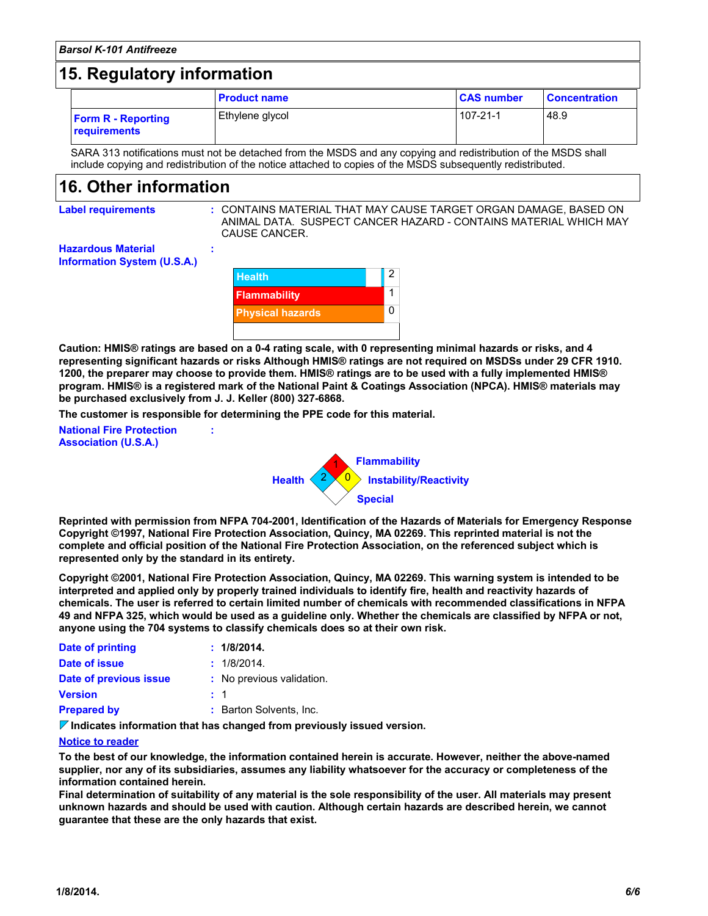## 15. Regulatory information

| | Product name | CAS number | Concentration |
|---|---|---|---|
| **Form R - Reporting requirements** | Ethylene glycol | 107-21-1 | 48.9 |

SARA 313 notifications must not be detached from the MSDS and any copying and redistribution of the MSDS shall include copying and redistribution of the notice attached to copies of the MSDS subsequently redistributed.

## 16. Other information

**Label requirements** : CONTAINS MATERIAL THAT MAY CAUSE TARGET ORGAN DAMAGE, BASED ON ANIMAL DATA. SUSPECT CANCER HAZARD - CONTAINS MATERIAL WHICH MAY CAUSE CANCER.

**Hazardous Material Information System (U.S.A.)** :

| | |
|---|---|
| Health | 2 |
| Flammability | 1 |
| Physical hazards | 0 |

**Caution: HMIS® ratings are based on a 0-4 rating scale, with 0 representing minimal hazards or risks, and 4 representing significant hazards or risks Although HMIS® ratings are not required on MSDSs under 29 CFR 1910. 1200, the preparer may choose to provide them. HMIS® ratings are to be used with a fully implemented HMIS® program. HMIS® is a registered mark of the National Paint & Coatings Association (NPCA). HMIS® materials may be purchased exclusively from J. J. Keller (800) 327-6868.**

**The customer is responsible for determining the PPE code for this material.**

**National Fire Protection Association (U.S.A.)** :

Flammability: 1
Health: 2
Instability/Reactivity: 0
Special

**Reprinted with permission from NFPA 704-2001, Identification of the Hazards of Materials for Emergency Response Copyright ©1997, National Fire Protection Association, Quincy, MA 02269. This reprinted material is not the complete and official position of the National Fire Protection Association, on the referenced subject which is represented only by the standard in its entirety.**

**Copyright ©2001, National Fire Protection Association, Quincy, MA 02269. This warning system is intended to be interpreted and applied only by properly trained individuals to identify fire, health and reactivity hazards of chemicals. The user is referred to certain limited number of chemicals with recommended classifications in NFPA 49 and NFPA 325, which would be used as a guideline only. Whether the chemicals are classified by NFPA or not, anyone using the 704 systems to classify chemicals does so at their own risk.**

**Date of printing** : **1/8/2014.**

**Date of issue** : 1/8/2014.

**Date of previous issue** : No previous validation.

**Version** : 1

**Prepared by** : Barton Solvents, Inc.

**Indicates information that has changed from previously issued version.**

**Notice to reader**

**To the best of our knowledge, the information contained herein is accurate. However, neither the above-named supplier, nor any of its subsidiaries, assumes any liability whatsoever for the accuracy or completeness of the information contained herein.**
**Final determination of suitability of any material is the sole responsibility of the user. All materials may present unknown hazards and should be used with caution. Although certain hazards are described herein, we cannot guarantee that these are the only hazards that exist.**